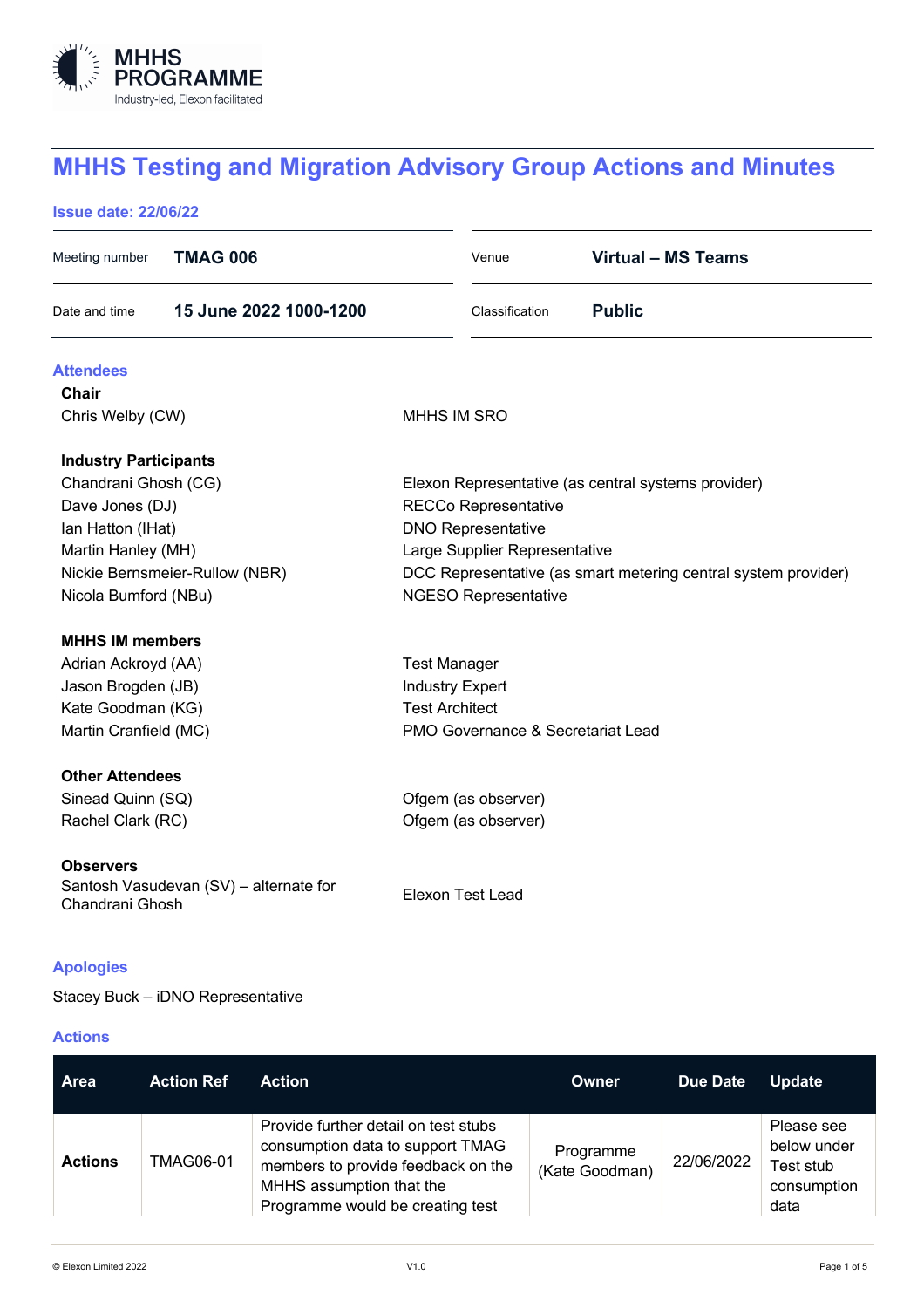MHHS PROGRAMME
Industry-led, Elexon facilitated

# MHHS Testing and Migration Advisory Group Actions and Minutes

**Issue date: 22/06/22**

| | | | |
|---|---|---|---|
| Meeting number | **TMAG 006** | Venue | **Virtual – MS Teams** |
| Date and time | **15 June 2022 1000-1200** | Classification | **Public** |

## Attendees

**Chair**

| | |
|---|---|
| Chris Welby (CW) | MHHS IM SRO |

**Industry Participants**

| | |
|---|---|
| Chandrani Ghosh (CG) | Elexon Representative (as central systems provider) |
| Dave Jones (DJ) | RECCo Representative |
| Ian Hatton (IHat) | DNO Representative |
| Martin Hanley (MH) | Large Supplier Representative |
| Nickie Bernsmeier-Rullow (NBR) | DCC Representative (as smart metering central system provider) |
| Nicola Bumford (NBu) | NGESO Representative |

**MHHS IM members**

| | |
|---|---|
| Adrian Ackroyd (AA) | Test Manager |
| Jason Brogden (JB) | Industry Expert |
| Kate Goodman (KG) | Test Architect |
| Martin Cranfield (MC) | PMO Governance & Secretariat Lead |

**Other Attendees**

| | |
|---|---|
| Sinead Quinn (SQ) | Ofgem (as observer) |
| Rachel Clark (RC) | Ofgem (as observer) |

**Observers**

| | |
|---|---|
| Santosh Vasudevan (SV) – alternate for Chandrani Ghosh | Elexon Test Lead |

## Apologies

Stacey Buck – iDNO Representative

## Actions

| Area | Action Ref | Action | Owner | Due Date | Update |
|---|---|---|---|---|---|
| **Actions** | TMAG06-01 | Provide further detail on test stubs consumption data to support TMAG members to provide feedback on the MHHS assumption that the Programme would be creating test | Programme (Kate Goodman) | 22/06/2022 | Please see below under Test stub consumption data |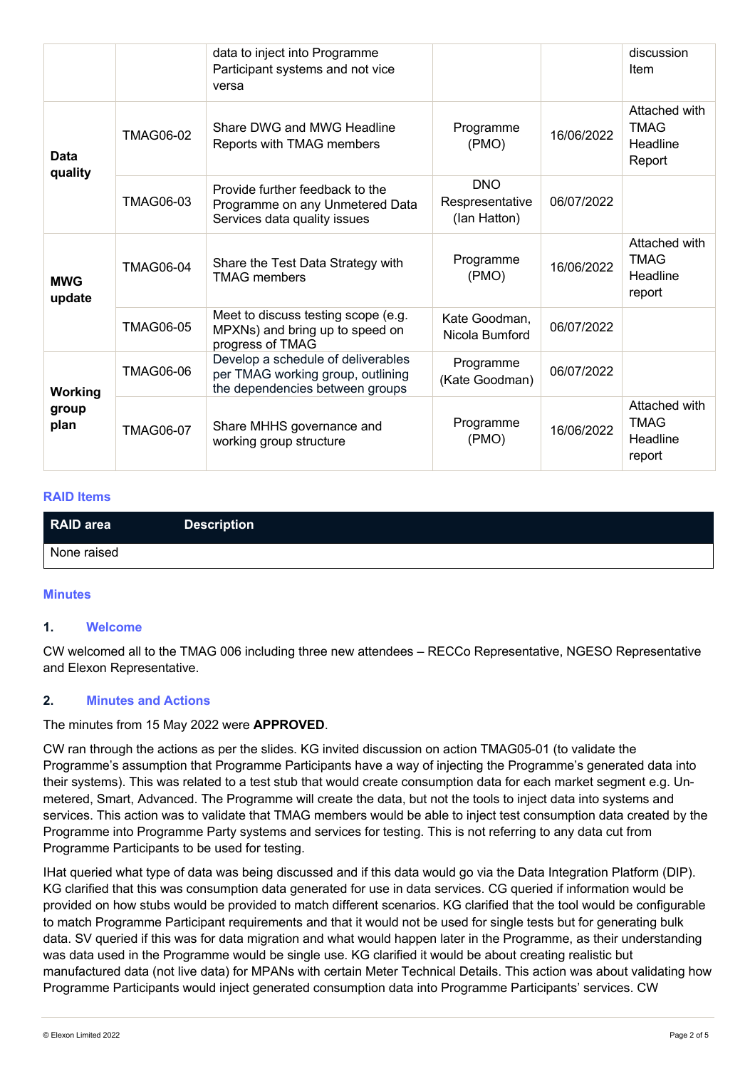| | | data to inject into Programme Participant systems and not vice versa | | | discussion Item |
|---|---|---|---|---|---|
| Data quality | TMAG06-02 | Share DWG and MWG Headline Reports with TMAG members | Programme (PMO) | 16/06/2022 | Attached with TMAG Headline Report |
| | TMAG06-03 | Provide further feedback to the Programme on any Unmetered Data Services data quality issues | DNO Respresentative (Ian Hatton) | 06/07/2022 | |
| MWG update | TMAG06-04 | Share the Test Data Strategy with TMAG members | Programme (PMO) | 16/06/2022 | Attached with TMAG Headline report |
| | TMAG06-05 | Meet to discuss testing scope (e.g. MPXNs) and bring up to speed on progress of TMAG | Kate Goodman, Nicola Bumford | 06/07/2022 | |
| Working group plan | TMAG06-06 | Develop a schedule of deliverables per TMAG working group, outlining the dependencies between groups | Programme (Kate Goodman) | 06/07/2022 | |
| | TMAG06-07 | Share MHHS governance and working group structure | Programme (PMO) | 16/06/2022 | Attached with TMAG Headline report |

## RAID Items

| RAID area | Description |
|---|---|
| None raised | |

## Minutes

### 1. Welcome

CW welcomed all to the TMAG 006 including three new attendees – RECCo Representative, NGESO Representative and Elexon Representative.

### 2. Minutes and Actions

The minutes from 15 May 2022 were **APPROVED**.

CW ran through the actions as per the slides. KG invited discussion on action TMAG05-01 (to validate the Programme's assumption that Programme Participants have a way of injecting the Programme's generated data into their systems). This was related to a test stub that would create consumption data for each market segment e.g. Un-metered, Smart, Advanced. The Programme will create the data, but not the tools to inject data into systems and services. This action was to validate that TMAG members would be able to inject test consumption data created by the Programme into Programme Party systems and services for testing. This is not referring to any data cut from Programme Participants to be used for testing.

IHat queried what type of data was being discussed and if this data would go via the Data Integration Platform (DIP). KG clarified that this was consumption data generated for use in data services. CG queried if information would be provided on how stubs would be provided to match different scenarios. KG clarified that the tool would be configurable to match Programme Participant requirements and that it would not be used for single tests but for generating bulk data. SV queried if this was for data migration and what would happen later in the Programme, as their understanding was data used in the Programme would be single use. KG clarified it would be about creating realistic but manufactured data (not live data) for MPANs with certain Meter Technical Details. This action was about validating how Programme Participants would inject generated consumption data into Programme Participants' services. CW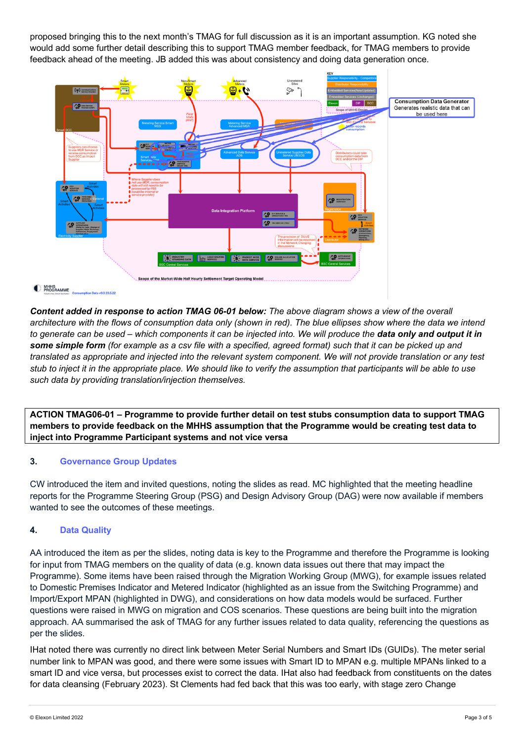proposed bringing this to the next month's TMAG for full discussion as it is an important assumption. KG noted she would add some further detail describing this to support TMAG member feedback, for TMAG members to provide feedback ahead of the meeting. JB added this was about consistency and doing data generation once.

***Content added in response to action TMAG 06-01 below:*** *The above diagram shows a view of the overall architecture with the flows of consumption data only (shown in red). The blue ellipses show where the data we intend to generate can be used – which components it can be injected into. We will produce the* ***data only and output it in some simple form*** *(for example as a csv file with a specified, agreed format) such that it can be picked up and translated as appropriate and injected into the relevant system component. We will not provide translation or any test stub to inject it in the appropriate place. We should like to verify the assumption that participants will be able to use such data by providing translation/injection themselves.*

| **ACTION TMAG06-01 – Programme to provide further detail on test stubs consumption data to support TMAG members to provide feedback on the MHHS assumption that the Programme would be creating test data to inject into Programme Participant systems and not vice versa** |
| --- |

## 3. Governance Group Updates

CW introduced the item and invited questions, noting the slides as read. MC highlighted that the meeting headline reports for the Programme Steering Group (PSG) and Design Advisory Group (DAG) were now available if members wanted to see the outcomes of these meetings.

## 4. Data Quality

AA introduced the item as per the slides, noting data is key to the Programme and therefore the Programme is looking for input from TMAG members on the quality of data (e.g. known data issues out there that may impact the Programme). Some items have been raised through the Migration Working Group (MWG), for example issues related to Domestic Premises Indicator and Metered Indicator (highlighted as an issue from the Switching Programme) and Import/Export MPAN (highlighted in DWG), and considerations on how data models would be surfaced. Further questions were raised in MWG on migration and COS scenarios. These questions are being built into the migration approach. AA summarised the ask of TMAG for any further issues related to data quality, referencing the questions as per the slides.

IHat noted there was currently no direct link between Meter Serial Numbers and Smart IDs (GUIDs). The meter serial number link to MPAN was good, and there were some issues with Smart ID to MPAN e.g. multiple MPANs linked to a smart ID and vice versa, but processes exist to correct the data. IHat also had feedback from constituents on the dates for data cleansing (February 2023). St Clements had fed back that this was too early, with stage zero Change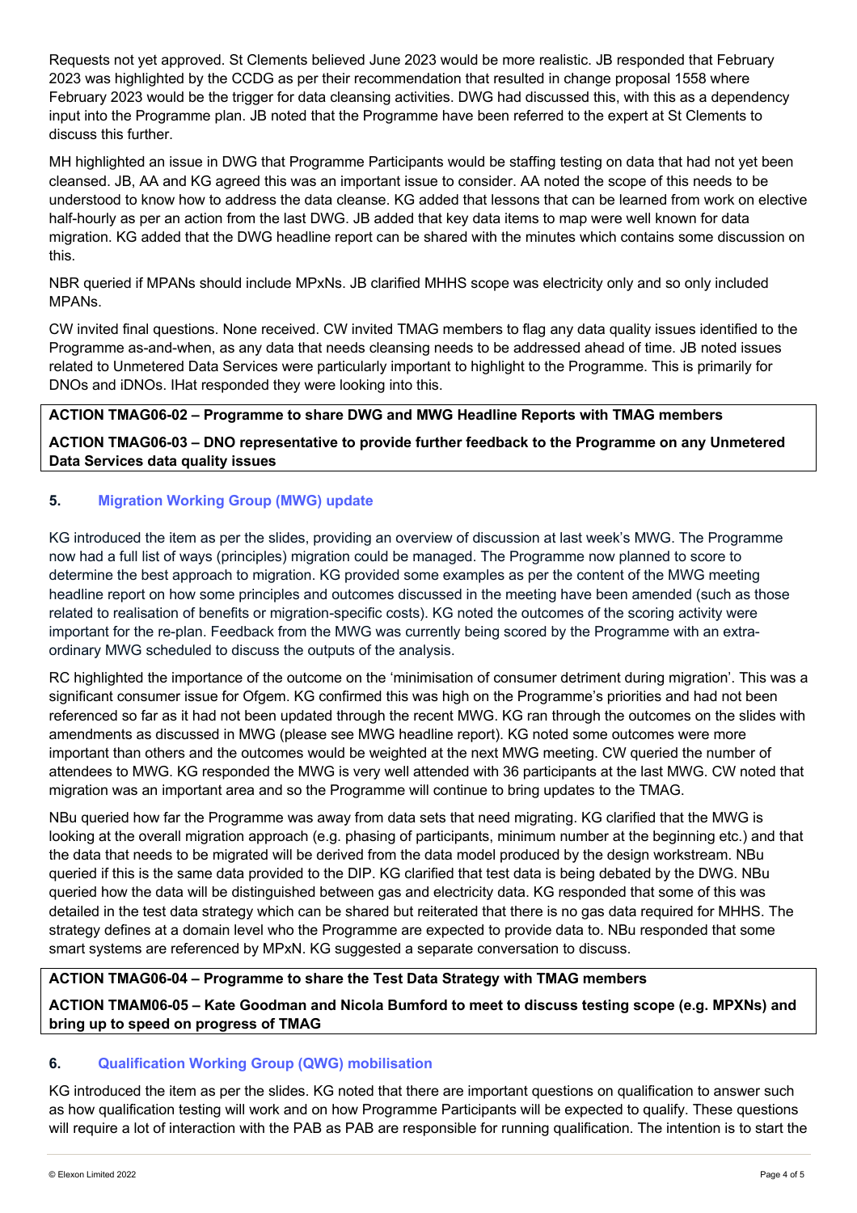Requests not yet approved. St Clements believed June 2023 would be more realistic. JB responded that February 2023 was highlighted by the CCDG as per their recommendation that resulted in change proposal 1558 where February 2023 would be the trigger for data cleansing activities. DWG had discussed this, with this as a dependency input into the Programme plan. JB noted that the Programme have been referred to the expert at St Clements to discuss this further.

MH highlighted an issue in DWG that Programme Participants would be staffing testing on data that had not yet been cleansed. JB, AA and KG agreed this was an important issue to consider. AA noted the scope of this needs to be understood to know how to address the data cleanse. KG added that lessons that can be learned from work on elective half-hourly as per an action from the last DWG. JB added that key data items to map were well known for data migration. KG added that the DWG headline report can be shared with the minutes which contains some discussion on this.

NBR queried if MPANs should include MPxNs. JB clarified MHHS scope was electricity only and so only included MPANs.

CW invited final questions. None received. CW invited TMAG members to flag any data quality issues identified to the Programme as-and-when, as any data that needs cleansing needs to be addressed ahead of time. JB noted issues related to Unmetered Data Services were particularly important to highlight to the Programme. This is primarily for DNOs and iDNOs. IHat responded they were looking into this.

**ACTION TMAG06-02 – Programme to share DWG and MWG Headline Reports with TMAG members**

**ACTION TMAG06-03 – DNO representative to provide further feedback to the Programme on any Unmetered Data Services data quality issues**

## 5. Migration Working Group (MWG) update

KG introduced the item as per the slides, providing an overview of discussion at last week's MWG. The Programme now had a full list of ways (principles) migration could be managed. The Programme now planned to score to determine the best approach to migration. KG provided some examples as per the content of the MWG meeting headline report on how some principles and outcomes discussed in the meeting have been amended (such as those related to realisation of benefits or migration-specific costs). KG noted the outcomes of the scoring activity were important for the re-plan. Feedback from the MWG was currently being scored by the Programme with an extra-ordinary MWG scheduled to discuss the outputs of the analysis.

RC highlighted the importance of the outcome on the 'minimisation of consumer detriment during migration'. This was a significant consumer issue for Ofgem. KG confirmed this was high on the Programme's priorities and had not been referenced so far as it had not been updated through the recent MWG. KG ran through the outcomes on the slides with amendments as discussed in MWG (please see MWG headline report). KG noted some outcomes were more important than others and the outcomes would be weighted at the next MWG meeting. CW queried the number of attendees to MWG. KG responded the MWG is very well attended with 36 participants at the last MWG. CW noted that migration was an important area and so the Programme will continue to bring updates to the TMAG.

NBu queried how far the Programme was away from data sets that need migrating. KG clarified that the MWG is looking at the overall migration approach (e.g. phasing of participants, minimum number at the beginning etc.) and that the data that needs to be migrated will be derived from the data model produced by the design workstream. NBu queried if this is the same data provided to the DIP. KG clarified that test data is being debated by the DWG. NBu queried how the data will be distinguished between gas and electricity data. KG responded that some of this was detailed in the test data strategy which can be shared but reiterated that there is no gas data required for MHHS. The strategy defines at a domain level who the Programme are expected to provide data to. NBu responded that some smart systems are referenced by MPxN. KG suggested a separate conversation to discuss.

**ACTION TMAG06-04 – Programme to share the Test Data Strategy with TMAG members**

**ACTION TMAM06-05 – Kate Goodman and Nicola Bumford to meet to discuss testing scope (e.g. MPXNs) and bring up to speed on progress of TMAG**

## 6. Qualification Working Group (QWG) mobilisation

KG introduced the item as per the slides. KG noted that there are important questions on qualification to answer such as how qualification testing will work and on how Programme Participants will be expected to qualify. These questions will require a lot of interaction with the PAB as PAB are responsible for running qualification. The intention is to start the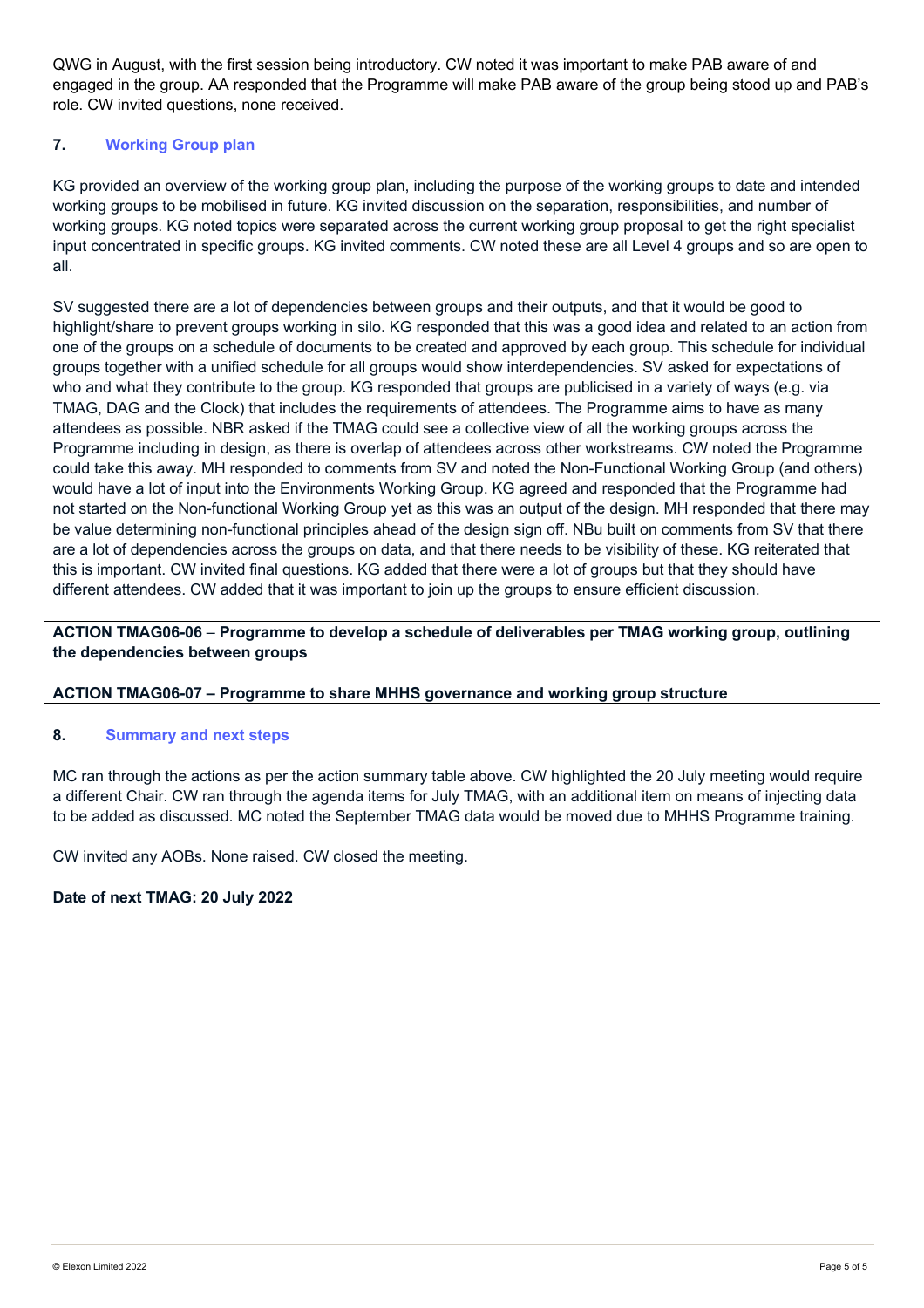QWG in August, with the first session being introductory. CW noted it was important to make PAB aware of and engaged in the group. AA responded that the Programme will make PAB aware of the group being stood up and PAB's role. CW invited questions, none received.

## 7. Working Group plan

KG provided an overview of the working group plan, including the purpose of the working groups to date and intended working groups to be mobilised in future. KG invited discussion on the separation, responsibilities, and number of working groups. KG noted topics were separated across the current working group proposal to get the right specialist input concentrated in specific groups. KG invited comments. CW noted these are all Level 4 groups and so are open to all.

SV suggested there are a lot of dependencies between groups and their outputs, and that it would be good to highlight/share to prevent groups working in silo. KG responded that this was a good idea and related to an action from one of the groups on a schedule of documents to be created and approved by each group. This schedule for individual groups together with a unified schedule for all groups would show interdependencies. SV asked for expectations of who and what they contribute to the group. KG responded that groups are publicised in a variety of ways (e.g. via TMAG, DAG and the Clock) that includes the requirements of attendees. The Programme aims to have as many attendees as possible. NBR asked if the TMAG could see a collective view of all the working groups across the Programme including in design, as there is overlap of attendees across other workstreams. CW noted the Programme could take this away. MH responded to comments from SV and noted the Non-Functional Working Group (and others) would have a lot of input into the Environments Working Group. KG agreed and responded that the Programme had not started on the Non-functional Working Group yet as this was an output of the design. MH responded that there may be value determining non-functional principles ahead of the design sign off. NBu built on comments from SV that there are a lot of dependencies across the groups on data, and that there needs to be visibility of these. KG reiterated that this is important. CW invited final questions. KG added that there were a lot of groups but that they should have different attendees. CW added that it was important to join up the groups to ensure efficient discussion.

**ACTION TMAG06-06 – Programme to develop a schedule of deliverables per TMAG working group, outlining the dependencies between groups**

**ACTION TMAG06-07 – Programme to share MHHS governance and working group structure**

## 8. Summary and next steps

MC ran through the actions as per the action summary table above. CW highlighted the 20 July meeting would require a different Chair. CW ran through the agenda items for July TMAG, with an additional item on means of injecting data to be added as discussed. MC noted the September TMAG data would be moved due to MHHS Programme training.

CW invited any AOBs. None raised. CW closed the meeting.

**Date of next TMAG: 20 July 2022**